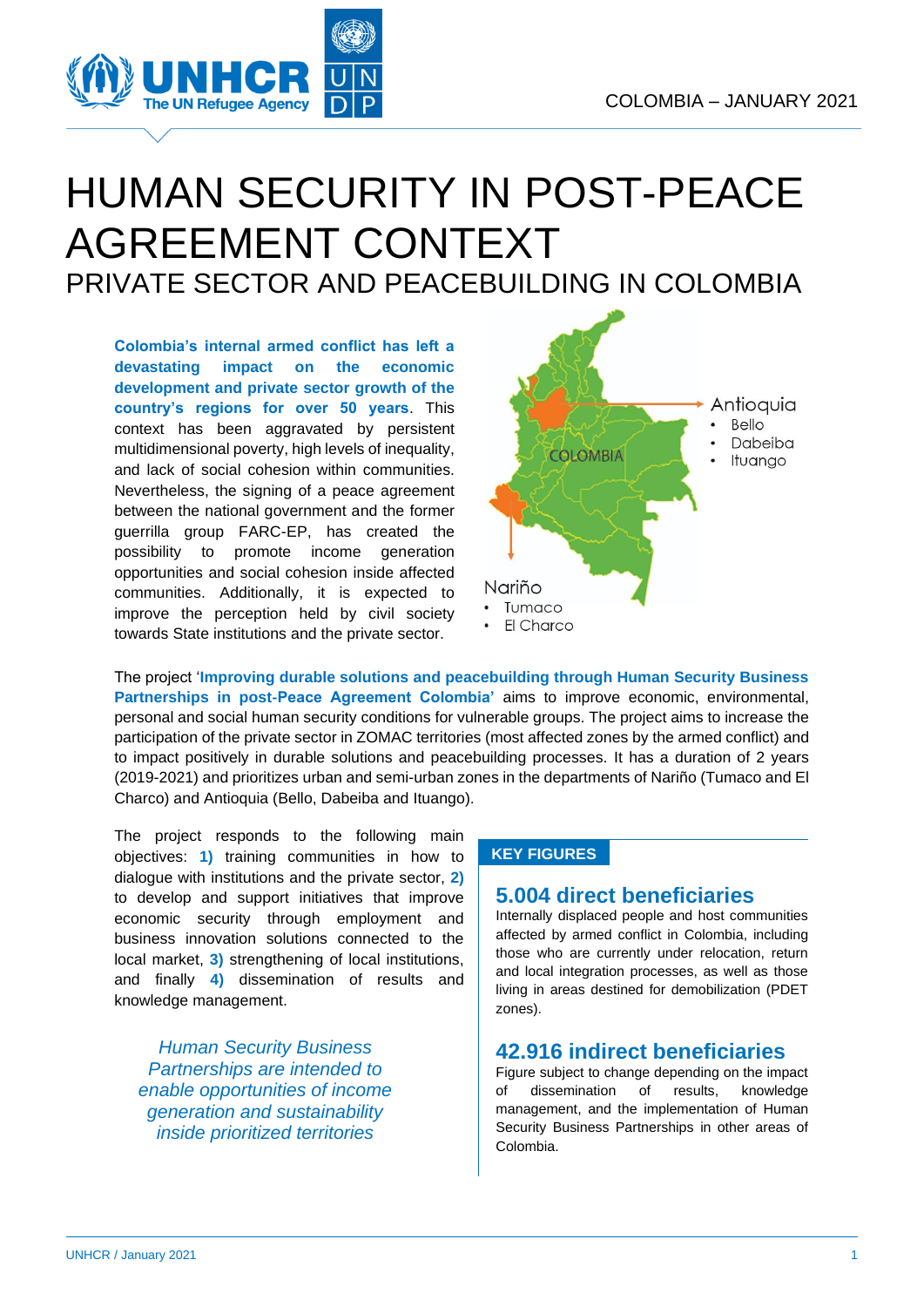COLOMBIA – JANUARY 2021

# HUMAN SECURITY IN POST-PEACE AGREEMENT CONTEXT

## PRIVATE SECTOR AND PEACEBUILDING IN COLOMBIA

**Colombia's internal armed conflict has left a devastating impact on the economic development and private sector growth of the country's regions for over 50 years**. This context has been aggravated by persistent multidimensional poverty, high levels of inequality, and lack of social cohesion within communities. Nevertheless, the signing of a peace agreement between the national government and the former guerrilla group FARC-EP, has created the possibility to promote income generation opportunities and social cohesion inside affected communities. Additionally, it is expected to improve the perception held by civil society towards State institutions and the private sector.

Antioquia
- Bello
- Dabeiba
- Ituango

Nariño
- Tumaco
- El Charco

The project '**Improving durable solutions and peacebuilding through Human Security Business Partnerships in post-Peace Agreement Colombia**' aims to improve economic, environmental, personal and social human security conditions for vulnerable groups. The project aims to increase the participation of the private sector in ZOMAC territories (most affected zones by the armed conflict) and to impact positively in durable solutions and peacebuilding processes. It has a duration of 2 years (2019-2021) and prioritizes urban and semi-urban zones in the departments of Nariño (Tumaco and El Charco) and Antioquia (Bello, Dabeiba and Ituango).

The project responds to the following main objectives: **1)** training communities in how to dialogue with institutions and the private sector, **2)** to develop and support initiatives that improve economic security through employment and business innovation solutions connected to the local market, **3)** strengthening of local institutions, and finally **4)** dissemination of results and knowledge management.

*Human Security Business Partnerships are intended to enable opportunities of income generation and sustainability inside prioritized territories*

### KEY FIGURES

**5.004 direct beneficiaries**

Internally displaced people and host communities affected by armed conflict in Colombia, including those who are currently under relocation, return and local integration processes, as well as those living in areas destined for demobilization (PDET zones).

**42.916 indirect beneficiaries**

Figure subject to change depending on the impact of dissemination of results, knowledge management, and the implementation of Human Security Business Partnerships in other areas of Colombia.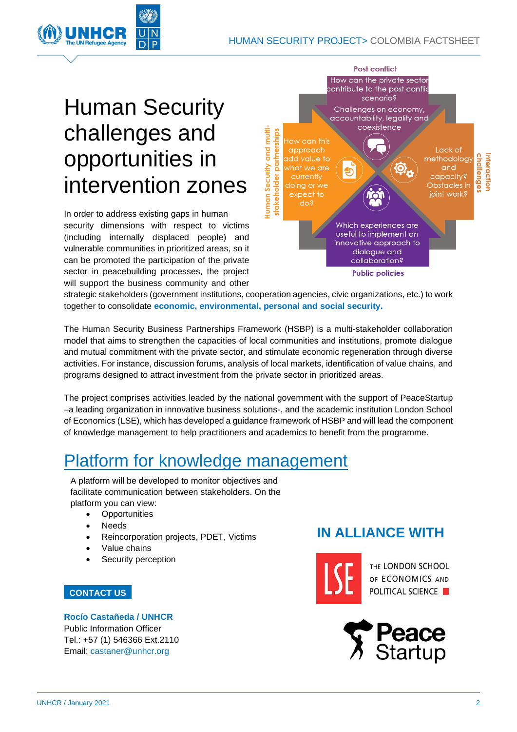# Human Security challenges and opportunities in intervention zones

Post conflict

How can the private sector contribute to the post conflict scenario?

Challenges on economy, accountability, legality and coexistence

How can this approach add value to what we are currently doing or we expect to do?

Lack of methodology and capacity? Obstacles in joint work?

Which experiences are useful to implement an innovative approach to dialogue and collaboration?

Public policies

Human Security and multi-stakeholder partnerships

Interaction challenges

In order to address existing gaps in human security dimensions with respect to victims (including internally displaced people) and vulnerable communities in prioritized areas, so it can be promoted the participation of the private sector in peacebuilding processes, the project will support the business community and other strategic stakeholders (government institutions, cooperation agencies, civic organizations, etc.) to work together to consolidate **economic, environmental, personal and social security.**

The Human Security Business Partnerships Framework (HSBP) is a multi-stakeholder collaboration model that aims to strengthen the capacities of local communities and institutions, promote dialogue and mutual commitment with the private sector, and stimulate economic regeneration through diverse activities. For instance, discussion forums, analysis of local markets, identification of value chains, and programs designed to attract investment from the private sector in prioritized areas.

The project comprises activities leaded by the national government with the support of PeaceStartup –a leading organization in innovative business solutions-, and the academic institution London School of Economics (LSE), which has developed a guidance framework of HSBP and will lead the component of knowledge management to help practitioners and academics to benefit from the programme.

## Platform for knowledge management

A platform will be developed to monitor objectives and facilitate communication between stakeholders. On the platform you can view:

- Opportunities
- Needs
- Reincorporation projects, PDET, Victims
- Value chains
- Security perception

**CONTACT US**

**Rocío Castañeda / UNHCR**
Public Information Officer
Tel.: +57 (1) 546366 Ext.2110
Email: castaner@unhcr.org

## IN ALLIANCE WITH

THE LONDON SCHOOL OF ECONOMICS AND POLITICAL SCIENCE

Peace Startup